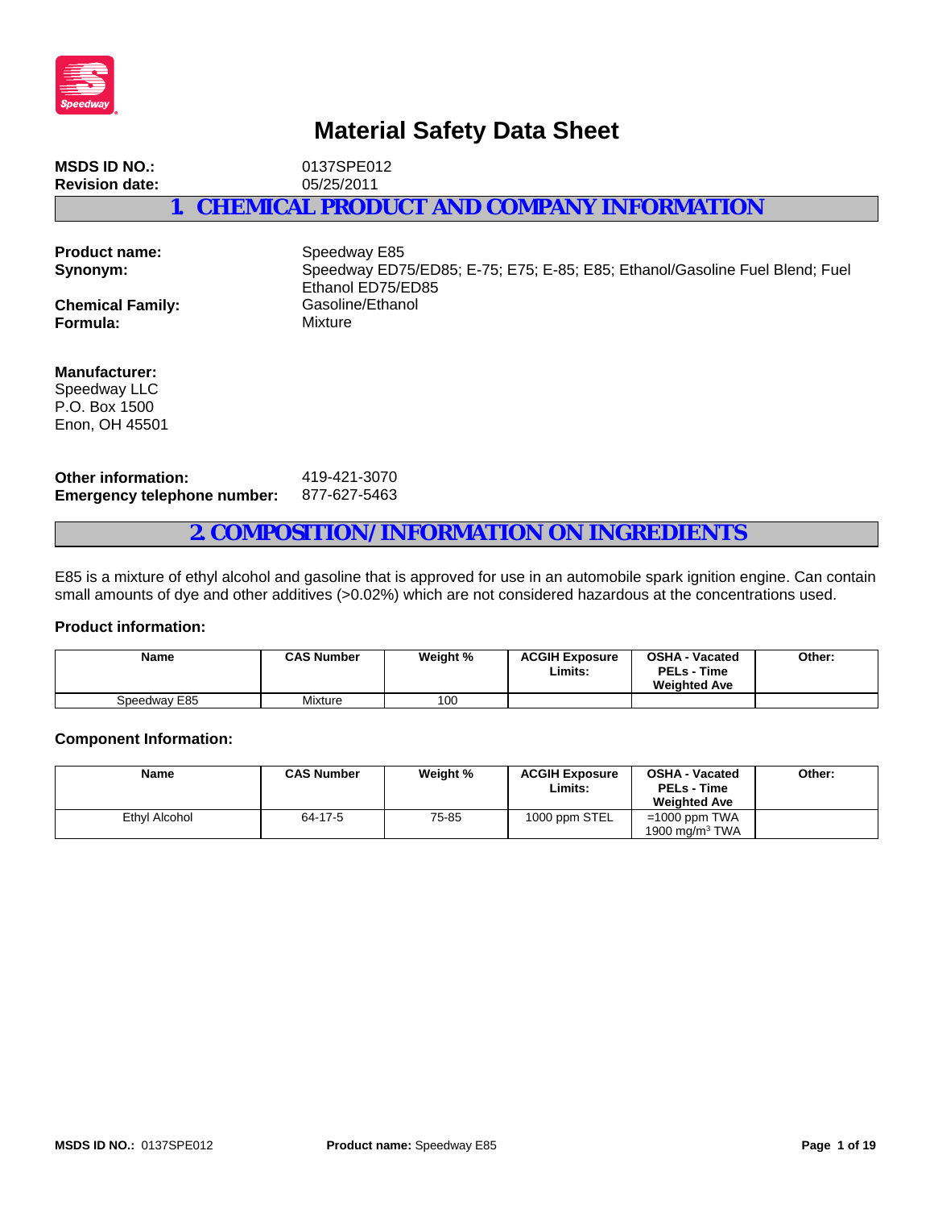# Material Safety Data Sheet

**MSDS ID NO.:** 0137SPE012
**Revision date:** 05/25/2011

## 1. CHEMICAL PRODUCT AND COMPANY INFORMATION

**Product name:** Speedway E85
**Synonym:** Speedway ED75/ED85; E-75; E75; E-85; E85; Ethanol/Gasoline Fuel Blend; Fuel Ethanol ED75/ED85
**Chemical Family:** Gasoline/Ethanol
**Formula:** Mixture

**Manufacturer:**
Speedway LLC
P.O. Box 1500
Enon, OH 45501

**Other information:** 419-421-3070
**Emergency telephone number:** 877-627-5463

## 2. COMPOSITION/ INFORMATION ON INGREDIENTS

E85 is a mixture of ethyl alcohol and gasoline that is approved for use in an automobile spark ignition engine. Can contain small amounts of dye and other additives (>0.02%) which are not considered hazardous at the concentrations used.

### Product information:

| Name | CAS Number | Weight % | ACGIH Exposure Limits: | OSHA - Vacated PELs - Time Weighted Ave | Other: |
|---|---|---|---|---|---|
| Speedway E85 | Mixture | 100 | | | |

### Component Information:

| Name | CAS Number | Weight % | ACGIH Exposure Limits: | OSHA - Vacated PELs - Time Weighted Ave | Other: |
|---|---|---|---|---|---|
| Ethyl Alcohol | 64-17-5 | 75-85 | 1000 ppm STEL | =1000 ppm TWA 1900 mg/m$^3$ TWA | |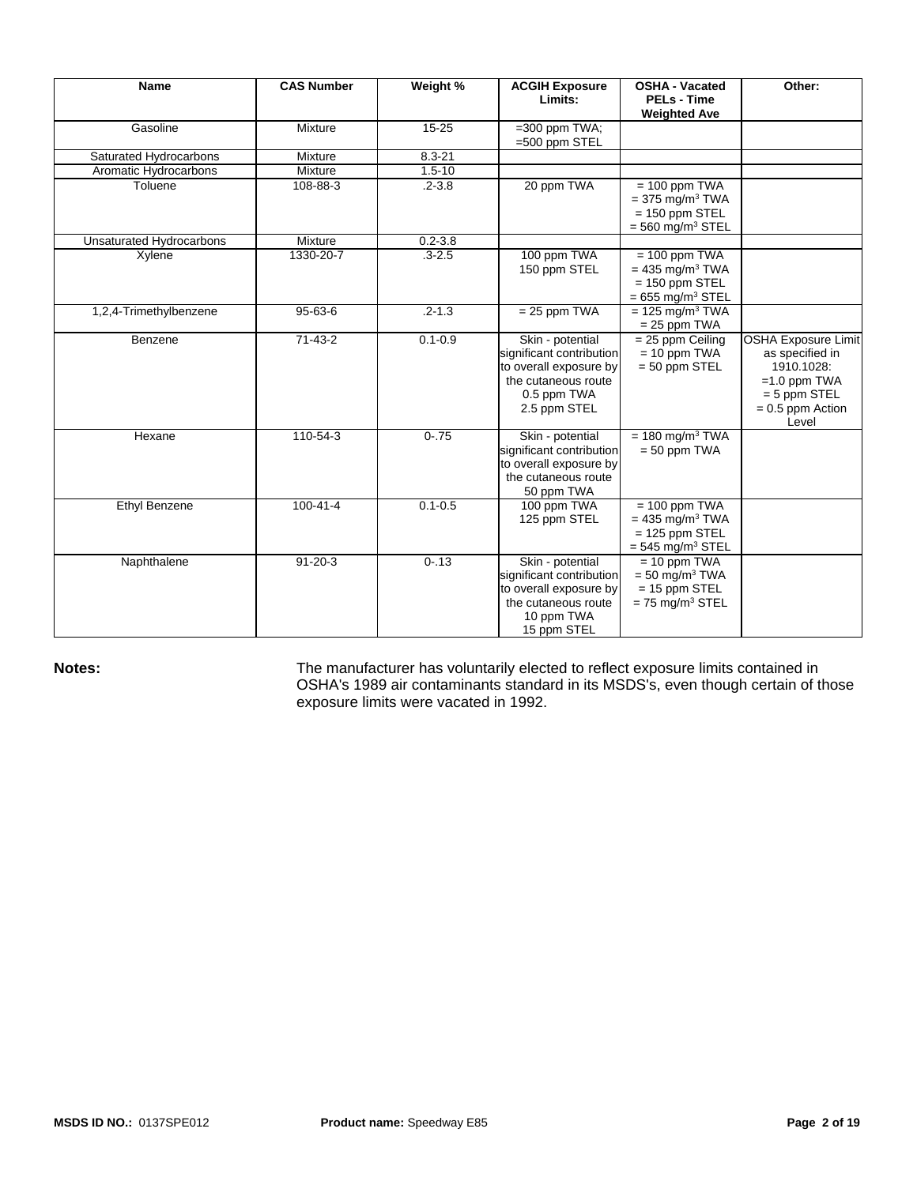| Name | CAS Number | Weight % | ACGIH Exposure Limits: | OSHA - Vacated PELs - Time Weighted Ave | Other: |
|---|---|---|---|---|---|
| Gasoline | Mixture | 15-25 | =300 ppm TWA; =500 ppm STEL | | |
| Saturated Hydrocarbons | Mixture | 8.3-21 | | | |
| Aromatic Hydrocarbons | Mixture | 1.5-10 | | | |
| Toluene | 108-88-3 | .2-3.8 | 20 ppm TWA | = 100 ppm TWA = 375 mg/m$^3$ TWA = 150 ppm STEL = 560 mg/m$^3$ STEL | |
| Unsaturated Hydrocarbons | Mixture | 0.2-3.8 | | | |
| Xylene | 1330-20-7 | .3-2.5 | 100 ppm TWA 150 ppm STEL | = 100 ppm TWA = 435 mg/m$^3$ TWA = 150 ppm STEL = 655 mg/m$^3$ STEL | |
| 1,2,4-Trimethylbenzene | 95-63-6 | .2-1.3 | = 25 ppm TWA | = 125 mg/m$^3$ TWA = 25 ppm TWA | |
| Benzene | 71-43-2 | 0.1-0.9 | Skin - potential significant contribution to overall exposure by the cutaneous route 0.5 ppm TWA 2.5 ppm STEL | = 25 ppm Ceiling = 10 ppm TWA = 50 ppm STEL | OSHA Exposure Limit as specified in 1910.1028: =1.0 ppm TWA = 5 ppm STEL = 0.5 ppm Action Level |
| Hexane | 110-54-3 | 0-.75 | Skin - potential significant contribution to overall exposure by the cutaneous route 50 ppm TWA | = 180 mg/m$^3$ TWA = 50 ppm TWA | |
| Ethyl Benzene | 100-41-4 | 0.1-0.5 | 100 ppm TWA 125 ppm STEL | = 100 ppm TWA = 435 mg/m$^3$ TWA = 125 ppm STEL = 545 mg/m$^3$ STEL | |
| Naphthalene | 91-20-3 | 0-.13 | Skin - potential significant contribution to overall exposure by the cutaneous route 10 ppm TWA 15 ppm STEL | = 10 ppm TWA = 50 mg/m$^3$ TWA = 15 ppm STEL = 75 mg/m$^3$ STEL | |

**Notes:** The manufacturer has voluntarily elected to reflect exposure limits contained in OSHA's 1989 air contaminants standard in its MSDS's, even though certain of those exposure limits were vacated in 1992.

**MSDS ID NO.:** 0137SPE012 **Product name:** Speedway E85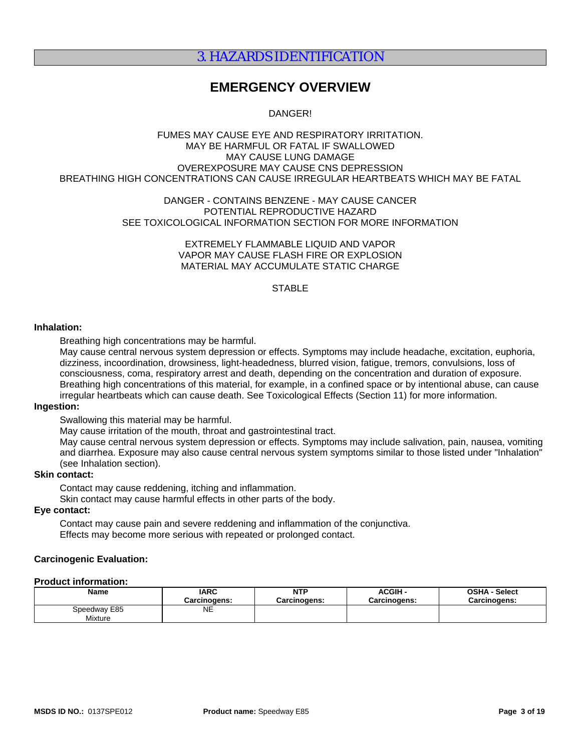## 3. HAZARDS IDENTIFICATION

### EMERGENCY OVERVIEW

DANGER!

FUMES MAY CAUSE EYE AND RESPIRATORY IRRITATION.
MAY BE HARMFUL OR FATAL IF SWALLOWED
MAY CAUSE LUNG DAMAGE
OVEREXPOSURE MAY CAUSE CNS DEPRESSION
BREATHING HIGH CONCENTRATIONS CAN CAUSE IRREGULAR HEARTBEATS WHICH MAY BE FATAL

DANGER - CONTAINS BENZENE - MAY CAUSE CANCER
POTENTIAL REPRODUCTIVE HAZARD
SEE TOXICOLOGICAL INFORMATION SECTION FOR MORE INFORMATION

EXTREMELY FLAMMABLE LIQUID AND VAPOR
VAPOR MAY CAUSE FLASH FIRE OR EXPLOSION
MATERIAL MAY ACCUMULATE STATIC CHARGE

STABLE

**Inhalation:**

Breathing high concentrations may be harmful.
May cause central nervous system depression or effects. Symptoms may include headache, excitation, euphoria, dizziness, incoordination, drowsiness, light-headedness, blurred vision, fatigue, tremors, convulsions, loss of consciousness, coma, respiratory arrest and death, depending on the concentration and duration of exposure.
Breathing high concentrations of this material, for example, in a confined space or by intentional abuse, can cause irregular heartbeats which can cause death. See Toxicological Effects (Section 11) for more information.

**Ingestion:**

Swallowing this material may be harmful.
May cause irritation of the mouth, throat and gastrointestinal tract.
May cause central nervous system depression or effects. Symptoms may include salivation, pain, nausea, vomiting and diarrhea. Exposure may also cause central nervous system symptoms similar to those listed under "Inhalation" (see Inhalation section).

**Skin contact:**

Contact may cause reddening, itching and inflammation.
Skin contact may cause harmful effects in other parts of the body.

**Eye contact:**

Contact may cause pain and severe reddening and inflammation of the conjunctiva.
Effects may become more serious with repeated or prolonged contact.

**Carcinogenic Evaluation:**

**Product information:**

| Name | IARC Carcinogens: | NTP Carcinogens: | ACGIH - Carcinogens: | OSHA - Select Carcinogens: |
|---|---|---|---|---|
| Speedway E85 Mixture | NE | | | |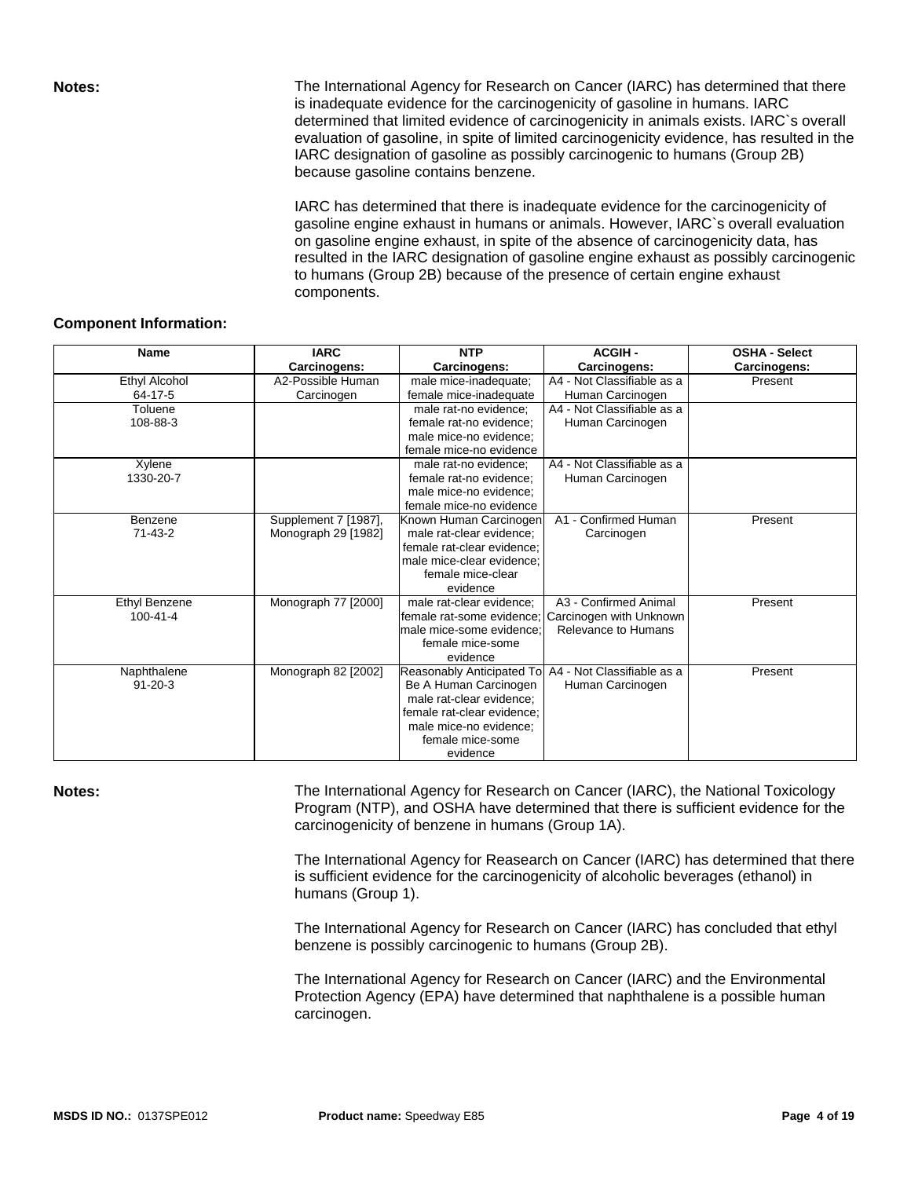**Notes:** The International Agency for Research on Cancer (IARC) has determined that there is inadequate evidence for the carcinogenicity of gasoline in humans. IARC determined that limited evidence of carcinogenicity in animals exists. IARC`s overall evaluation of gasoline, in spite of limited carcinogenicity evidence, has resulted in the IARC designation of gasoline as possibly carcinogenic to humans (Group 2B) because gasoline contains benzene.

IARC has determined that there is inadequate evidence for the carcinogenicity of gasoline engine exhaust in humans or animals. However, IARC`s overall evaluation on gasoline engine exhaust, in spite of the absence of carcinogenicity data, has resulted in the IARC designation of gasoline engine exhaust as possibly carcinogenic to humans (Group 2B) because of the presence of certain engine exhaust components.

**Component Information:**

| Name | IARC Carcinogens: | NTP Carcinogens: | ACGIH - Carcinogens: | OSHA - Select Carcinogens: |
|---|---|---|---|---|
| Ethyl Alcohol 64-17-5 | A2-Possible Human Carcinogen | male mice-inadequate; female mice-inadequate | A4 - Not Classifiable as a Human Carcinogen | Present |
| Toluene 108-88-3 | | male rat-no evidence; female rat-no evidence; male mice-no evidence; female mice-no evidence | A4 - Not Classifiable as a Human Carcinogen | |
| Xylene 1330-20-7 | | male rat-no evidence; female rat-no evidence; male mice-no evidence; female mice-no evidence | A4 - Not Classifiable as a Human Carcinogen | |
| Benzene 71-43-2 | Supplement 7 [1987], Monograph 29 [1982] | Known Human Carcinogen male rat-clear evidence; female rat-clear evidence; male mice-clear evidence; female mice-clear evidence | A1 - Confirmed Human Carcinogen | Present |
| Ethyl Benzene 100-41-4 | Monograph 77 [2000] | male rat-clear evidence; female rat-some evidence; male mice-some evidence; female mice-some evidence | A3 - Confirmed Animal Carcinogen with Unknown Relevance to Humans | Present |
| Naphthalene 91-20-3 | Monograph 82 [2002] | Reasonably Anticipated To Be A Human Carcinogen male rat-clear evidence; female rat-clear evidence; male mice-no evidence; female mice-some evidence | A4 - Not Classifiable as a Human Carcinogen | Present |

**Notes:** The International Agency for Research on Cancer (IARC), the National Toxicology Program (NTP), and OSHA have determined that there is sufficient evidence for the carcinogenicity of benzene in humans (Group 1A).

The International Agency for Reasearch on Cancer (IARC) has determined that there is sufficient evidence for the carcinogenicity of alcoholic beverages (ethanol) in humans (Group 1).

The International Agency for Research on Cancer (IARC) has concluded that ethyl benzene is possibly carcinogenic to humans (Group 2B).

The International Agency for Research on Cancer (IARC) and the Environmental Protection Agency (EPA) have determined that naphthalene is a possible human carcinogen.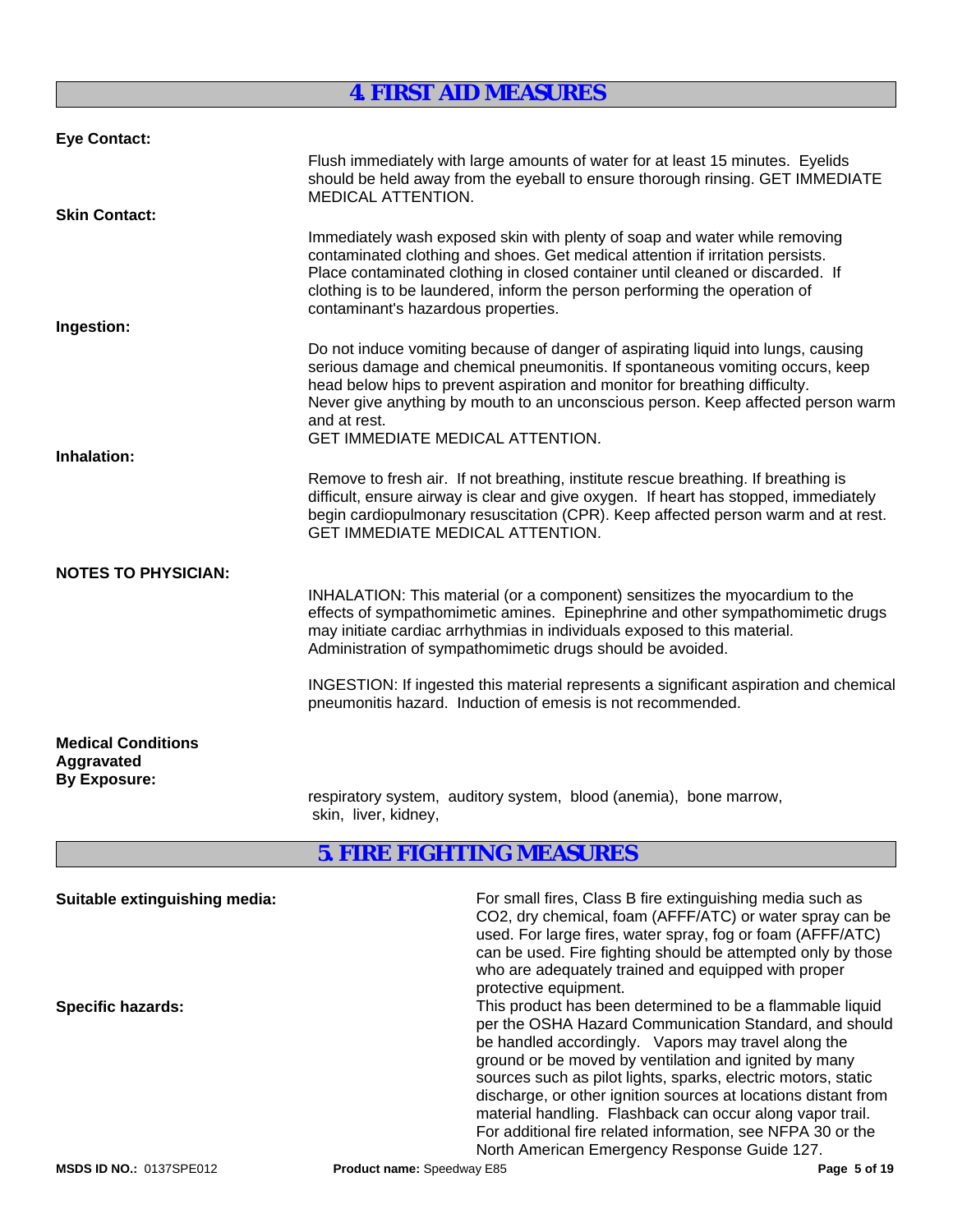## 4. FIRST AID MEASURES

**Eye Contact:**

Flush immediately with large amounts of water for at least 15 minutes. Eyelids should be held away from the eyeball to ensure thorough rinsing. GET IMMEDIATE MEDICAL ATTENTION.

**Skin Contact:**

Immediately wash exposed skin with plenty of soap and water while removing contaminated clothing and shoes. Get medical attention if irritation persists. Place contaminated clothing in closed container until cleaned or discarded. If clothing is to be laundered, inform the person performing the operation of contaminant's hazardous properties.

**Ingestion:**

Do not induce vomiting because of danger of aspirating liquid into lungs, causing serious damage and chemical pneumonitis. If spontaneous vomiting occurs, keep head below hips to prevent aspiration and monitor for breathing difficulty.
Never give anything by mouth to an unconscious person. Keep affected person warm and at rest.
GET IMMEDIATE MEDICAL ATTENTION.

**Inhalation:**

Remove to fresh air. If not breathing, institute rescue breathing. If breathing is difficult, ensure airway is clear and give oxygen. If heart has stopped, immediately begin cardiopulmonary resuscitation (CPR). Keep affected person warm and at rest. GET IMMEDIATE MEDICAL ATTENTION.

**NOTES TO PHYSICIAN:**

INHALATION: This material (or a component) sensitizes the myocardium to the effects of sympathomimetic amines. Epinephrine and other sympathomimetic drugs may initiate cardiac arrhythmias in individuals exposed to this material. Administration of sympathomimetic drugs should be avoided.

INGESTION: If ingested this material represents a significant aspiration and chemical pneumonitis hazard. Induction of emesis is not recommended.

**Medical Conditions Aggravated By Exposure:**

respiratory system, auditory system, blood (anemia), bone marrow, skin, liver, kidney,

## 5. FIRE FIGHTING MEASURES

**Suitable extinguishing media:** For small fires, Class B fire extinguishing media such as $CO_2$, dry chemical, foam (AFFF/ATC) or water spray can be used. For large fires, water spray, fog or foam (AFFF/ATC) can be used. Fire fighting should be attempted only by those who are adequately trained and equipped with proper protective equipment.

**Specific hazards:** This product has been determined to be a flammable liquid per the OSHA Hazard Communication Standard, and should be handled accordingly. Vapors may travel along the ground or be moved by ventilation and ignited by many sources such as pilot lights, sparks, electric motors, static discharge, or other ignition sources at locations distant from material handling. Flashback can occur along vapor trail. For additional fire related information, see NFPA 30 or the North American Emergency Response Guide 127.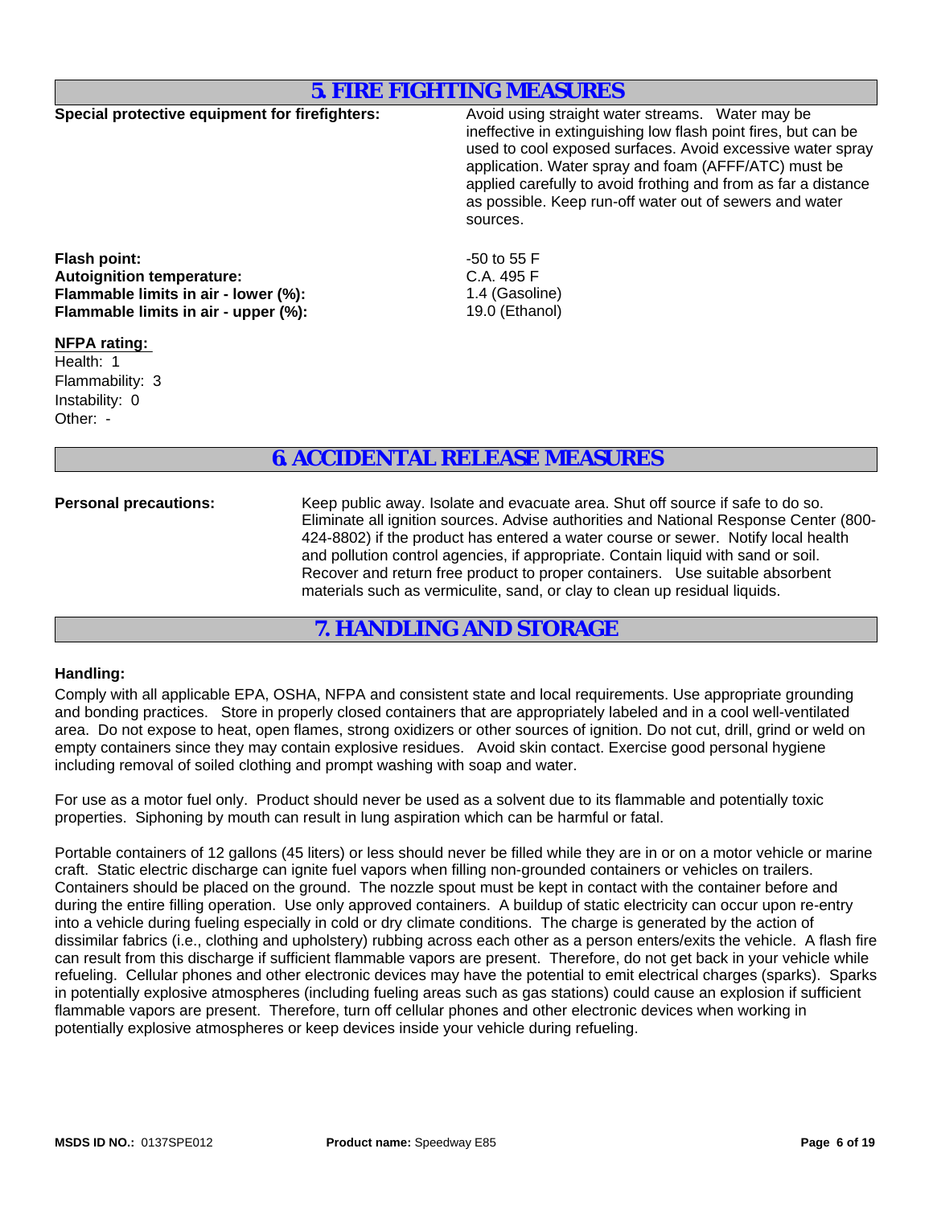## 5. FIRE FIGHTING MEASURES

**Special protective equipment for firefighters:** Avoid using straight water streams. Water may be ineffective in extinguishing low flash point fires, but can be used to cool exposed surfaces. Avoid excessive water spray application. Water spray and foam (AFFF/ATC) must be applied carefully to avoid frothing and from as far a distance as possible. Keep run-off water out of sewers and water sources.

**Flash point:** -50 to 55 F
**Autoignition temperature:** C.A. 495 F
**Flammable limits in air - lower (%):** 1.4 (Gasoline)
**Flammable limits in air - upper (%):** 19.0 (Ethanol)

**NFPA rating:**
Health: 1
Flammability: 3
Instability: 0
Other: -

## 6. ACCIDENTAL RELEASE MEASURES

**Personal precautions:** Keep public away. Isolate and evacuate area. Shut off source if safe to do so. Eliminate all ignition sources. Advise authorities and National Response Center (800-424-8802) if the product has entered a water course or sewer. Notify local health and pollution control agencies, if appropriate. Contain liquid with sand or soil. Recover and return free product to proper containers. Use suitable absorbent materials such as vermiculite, sand, or clay to clean up residual liquids.

## 7. HANDLING AND STORAGE

**Handling:**

Comply with all applicable EPA, OSHA, NFPA and consistent state and local requirements. Use appropriate grounding and bonding practices. Store in properly closed containers that are appropriately labeled and in a cool well-ventilated area. Do not expose to heat, open flames, strong oxidizers or other sources of ignition. Do not cut, drill, grind or weld on empty containers since they may contain explosive residues. Avoid skin contact. Exercise good personal hygiene including removal of soiled clothing and prompt washing with soap and water.

For use as a motor fuel only. Product should never be used as a solvent due to its flammable and potentially toxic properties. Siphoning by mouth can result in lung aspiration which can be harmful or fatal.

Portable containers of 12 gallons (45 liters) or less should never be filled while they are in or on a motor vehicle or marine craft. Static electric discharge can ignite fuel vapors when filling non-grounded containers or vehicles on trailers. Containers should be placed on the ground. The nozzle spout must be kept in contact with the container before and during the entire filling operation. Use only approved containers. A buildup of static electricity can occur upon re-entry into a vehicle during fueling especially in cold or dry climate conditions. The charge is generated by the action of dissimilar fabrics (i.e., clothing and upholstery) rubbing across each other as a person enters/exits the vehicle. A flash fire can result from this discharge if sufficient flammable vapors are present. Therefore, do not get back in your vehicle while refueling. Cellular phones and other electronic devices may have the potential to emit electrical charges (sparks). Sparks in potentially explosive atmospheres (including fueling areas such as gas stations) could cause an explosion if sufficient flammable vapors are present. Therefore, turn off cellular phones and other electronic devices when working in potentially explosive atmospheres or keep devices inside your vehicle during refueling.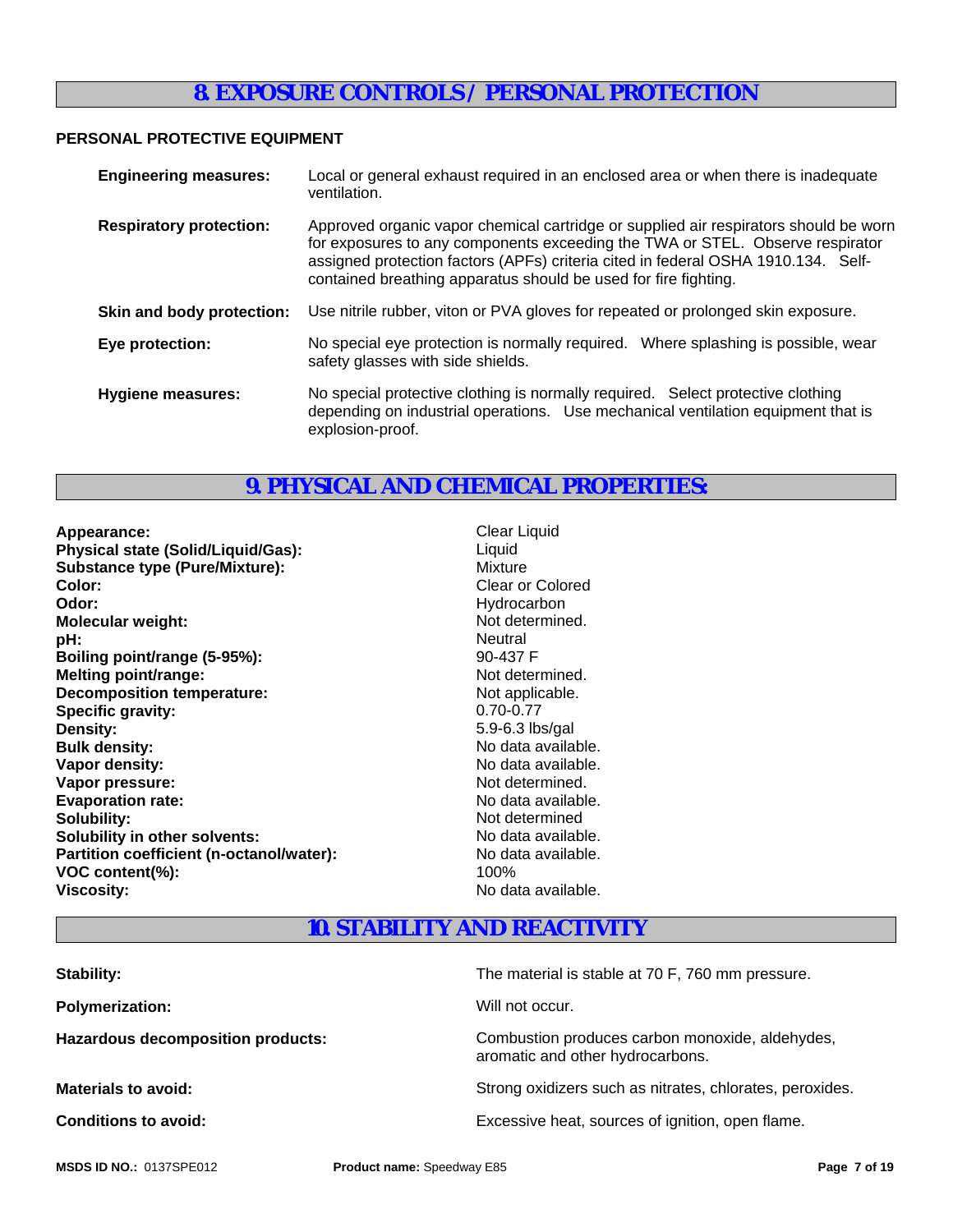## 8. EXPOSURE CONTROLS / PERSONAL PROTECTION

### PERSONAL PROTECTIVE EQUIPMENT

**Engineering measures:** Local or general exhaust required in an enclosed area or when there is inadequate ventilation.

**Respiratory protection:** Approved organic vapor chemical cartridge or supplied air respirators should be worn for exposures to any components exceeding the TWA or STEL. Observe respirator assigned protection factors (APFs) criteria cited in federal OSHA 1910.134. Self-contained breathing apparatus should be used for fire fighting.

**Skin and body protection:** Use nitrile rubber, viton or PVA gloves for repeated or prolonged skin exposure.

**Eye protection:** No special eye protection is normally required. Where splashing is possible, wear safety glasses with side shields.

**Hygiene measures:** No special protective clothing is normally required. Select protective clothing depending on industrial operations. Use mechanical ventilation equipment that is explosion-proof.

## 9. PHYSICAL AND CHEMICAL PROPERTIES:

| | |
|---|---|
| **Appearance:** | Clear Liquid |
| **Physical state (Solid/Liquid/Gas):** | Liquid |
| **Substance type (Pure/Mixture):** | Mixture |
| **Color:** | Clear or Colored |
| **Odor:** | Hydrocarbon |
| **Molecular weight:** | Not determined. |
| **pH:** | Neutral |
| **Boiling point/range (5-95%):** | 90-437 F |
| **Melting point/range:** | Not determined. |
| **Decomposition temperature:** | Not applicable. |
| **Specific gravity:** | 0.70-0.77 |
| **Density:** | 5.9-6.3 lbs/gal |
| **Bulk density:** | No data available. |
| **Vapor density:** | No data available. |
| **Vapor pressure:** | Not determined. |
| **Evaporation rate:** | No data available. |
| **Solubility:** | Not determined |
| **Solubility in other solvents:** | No data available. |
| **Partition coefficient (n-octanol/water):** | No data available. |
| **VOC content(%):** | 100% |
| **Viscosity:** | No data available. |

## 10. STABILITY AND REACTIVITY

| | |
|---|---|
| **Stability:** | The material is stable at 70 F, 760 mm pressure. |
| **Polymerization:** | Will not occur. |
| **Hazardous decomposition products:** | Combustion produces carbon monoxide, aldehydes, aromatic and other hydrocarbons. |
| **Materials to avoid:** | Strong oxidizers such as nitrates, chlorates, peroxides. |
| **Conditions to avoid:** | Excessive heat, sources of ignition, open flame. |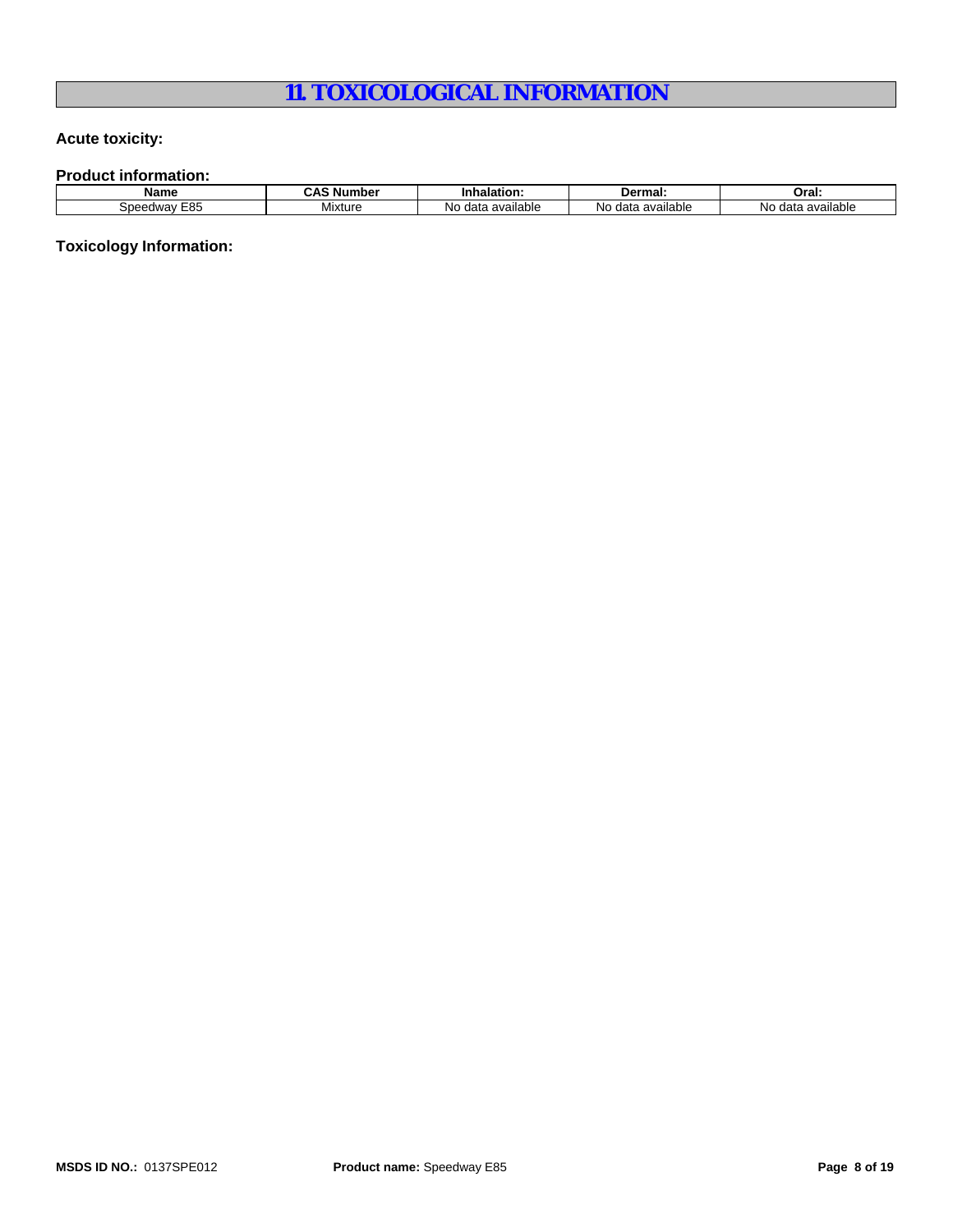# 11. TOXICOLOGICAL INFORMATION

**Acute toxicity:**

**Product information:**

| Name | CAS Number | Inhalation: | Dermal: | Oral: |
|---|---|---|---|---|
| Speedway E85 | Mixture | No data available | No data available | No data available |

**Toxicology Information:**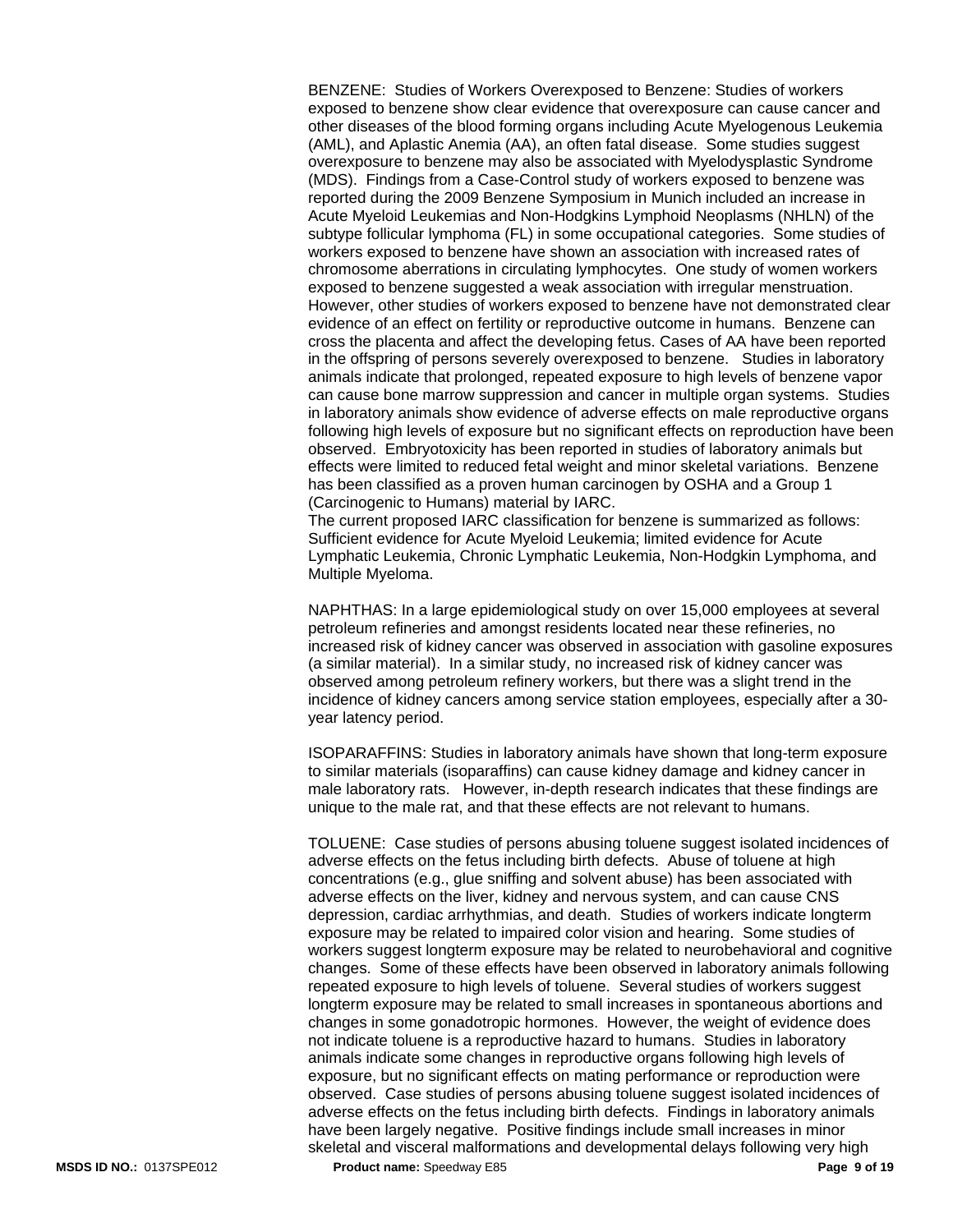BENZENE: Studies of Workers Overexposed to Benzene: Studies of workers exposed to benzene show clear evidence that overexposure can cause cancer and other diseases of the blood forming organs including Acute Myelogenous Leukemia (AML), and Aplastic Anemia (AA), an often fatal disease. Some studies suggest overexposure to benzene may also be associated with Myelodysplastic Syndrome (MDS). Findings from a Case-Control study of workers exposed to benzene was reported during the 2009 Benzene Symposium in Munich included an increase in Acute Myeloid Leukemias and Non-Hodgkins Lymphoid Neoplasms (NHLN) of the subtype follicular lymphoma (FL) in some occupational categories. Some studies of workers exposed to benzene have shown an association with increased rates of chromosome aberrations in circulating lymphocytes. One study of women workers exposed to benzene suggested a weak association with irregular menstruation. However, other studies of workers exposed to benzene have not demonstrated clear evidence of an effect on fertility or reproductive outcome in humans. Benzene can cross the placenta and affect the developing fetus. Cases of AA have been reported in the offspring of persons severely overexposed to benzene. Studies in laboratory animals indicate that prolonged, repeated exposure to high levels of benzene vapor can cause bone marrow suppression and cancer in multiple organ systems. Studies in laboratory animals show evidence of adverse effects on male reproductive organs following high levels of exposure but no significant effects on reproduction have been observed. Embryotoxicity has been reported in studies of laboratory animals but effects were limited to reduced fetal weight and minor skeletal variations. Benzene has been classified as a proven human carcinogen by OSHA and a Group 1 (Carcinogenic to Humans) material by IARC.
The current proposed IARC classification for benzene is summarized as follows: Sufficient evidence for Acute Myeloid Leukemia; limited evidence for Acute Lymphatic Leukemia, Chronic Lymphatic Leukemia, Non-Hodgkin Lymphoma, and Multiple Myeloma.

NAPHTHAS: In a large epidemiological study on over 15,000 employees at several petroleum refineries and amongst residents located near these refineries, no increased risk of kidney cancer was observed in association with gasoline exposures (a similar material). In a similar study, no increased risk of kidney cancer was observed among petroleum refinery workers, but there was a slight trend in the incidence of kidney cancers among service station employees, especially after a 30-year latency period.

ISOPARAFFINS: Studies in laboratory animals have shown that long-term exposure to similar materials (isoparaffins) can cause kidney damage and kidney cancer in male laboratory rats. However, in-depth research indicates that these findings are unique to the male rat, and that these effects are not relevant to humans.

TOLUENE: Case studies of persons abusing toluene suggest isolated incidences of adverse effects on the fetus including birth defects. Abuse of toluene at high concentrations (e.g., glue sniffing and solvent abuse) has been associated with adverse effects on the liver, kidney and nervous system, and can cause CNS depression, cardiac arrhythmias, and death. Studies of workers indicate longterm exposure may be related to impaired color vision and hearing. Some studies of workers suggest longterm exposure may be related to neurobehavioral and cognitive changes. Some of these effects have been observed in laboratory animals following repeated exposure to high levels of toluene. Several studies of workers suggest longterm exposure may be related to small increases in spontaneous abortions and changes in some gonadotropic hormones. However, the weight of evidence does not indicate toluene is a reproductive hazard to humans. Studies in laboratory animals indicate some changes in reproductive organs following high levels of exposure, but no significant effects on mating performance or reproduction were observed. Case studies of persons abusing toluene suggest isolated incidences of adverse effects on the fetus including birth defects. Findings in laboratory animals have been largely negative. Positive findings include small increases in minor skeletal and visceral malformations and developmental delays following very high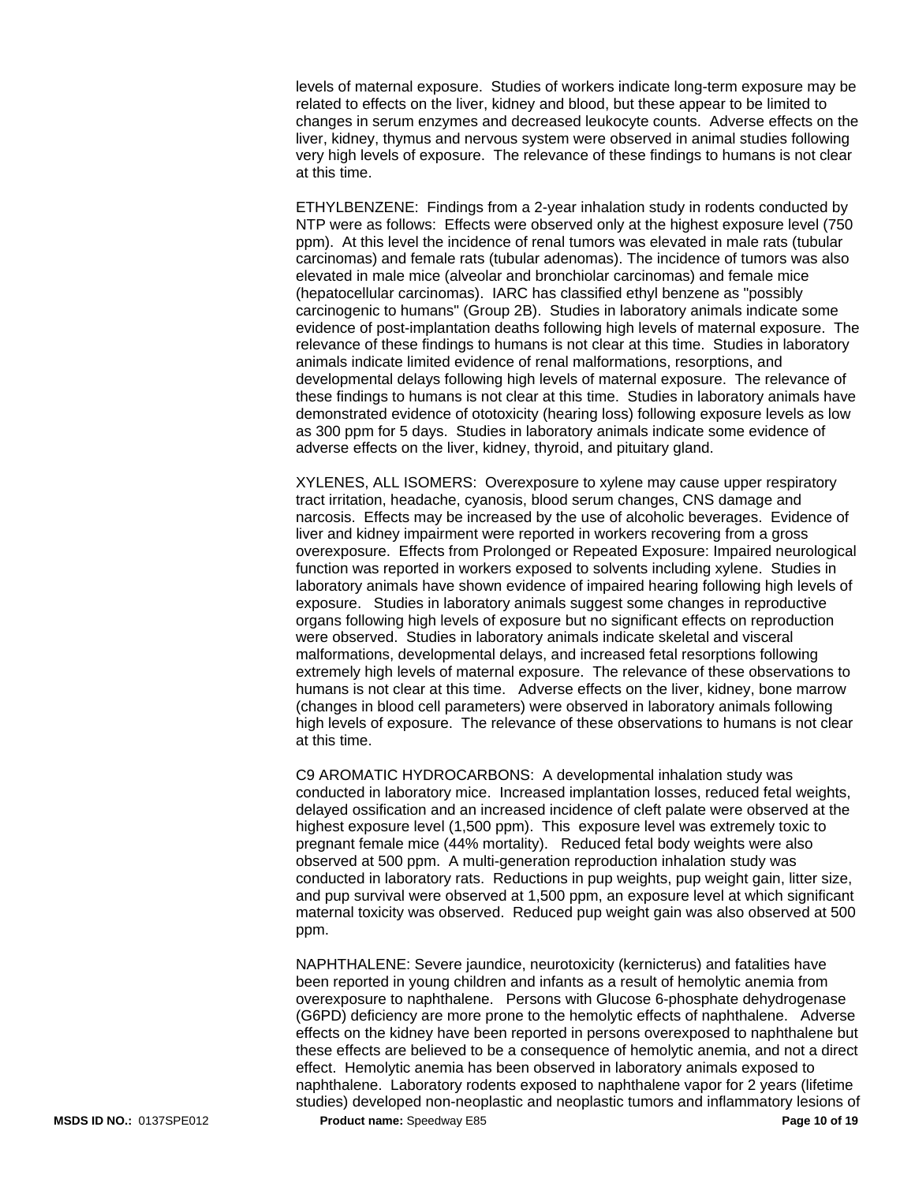levels of maternal exposure. Studies of workers indicate long-term exposure may be related to effects on the liver, kidney and blood, but these appear to be limited to changes in serum enzymes and decreased leukocyte counts. Adverse effects on the liver, kidney, thymus and nervous system were observed in animal studies following very high levels of exposure. The relevance of these findings to humans is not clear at this time.

ETHYLBENZENE: Findings from a 2-year inhalation study in rodents conducted by NTP were as follows: Effects were observed only at the highest exposure level (750 ppm). At this level the incidence of renal tumors was elevated in male rats (tubular carcinomas) and female rats (tubular adenomas). The incidence of tumors was also elevated in male mice (alveolar and bronchiolar carcinomas) and female mice (hepatocellular carcinomas). IARC has classified ethyl benzene as "possibly carcinogenic to humans" (Group 2B). Studies in laboratory animals indicate some evidence of post-implantation deaths following high levels of maternal exposure. The relevance of these findings to humans is not clear at this time. Studies in laboratory animals indicate limited evidence of renal malformations, resorptions, and developmental delays following high levels of maternal exposure. The relevance of these findings to humans is not clear at this time. Studies in laboratory animals have demonstrated evidence of ototoxicity (hearing loss) following exposure levels as low as 300 ppm for 5 days. Studies in laboratory animals indicate some evidence of adverse effects on the liver, kidney, thyroid, and pituitary gland.

XYLENES, ALL ISOMERS: Overexposure to xylene may cause upper respiratory tract irritation, headache, cyanosis, blood serum changes, CNS damage and narcosis. Effects may be increased by the use of alcoholic beverages. Evidence of liver and kidney impairment were reported in workers recovering from a gross overexposure. Effects from Prolonged or Repeated Exposure: Impaired neurological function was reported in workers exposed to solvents including xylene. Studies in laboratory animals have shown evidence of impaired hearing following high levels of exposure. Studies in laboratory animals suggest some changes in reproductive organs following high levels of exposure but no significant effects on reproduction were observed. Studies in laboratory animals indicate skeletal and visceral malformations, developmental delays, and increased fetal resorptions following extremely high levels of maternal exposure. The relevance of these observations to humans is not clear at this time. Adverse effects on the liver, kidney, bone marrow (changes in blood cell parameters) were observed in laboratory animals following high levels of exposure. The relevance of these observations to humans is not clear at this time.

C9 AROMATIC HYDROCARBONS: A developmental inhalation study was conducted in laboratory mice. Increased implantation losses, reduced fetal weights, delayed ossification and an increased incidence of cleft palate were observed at the highest exposure level (1,500 ppm). This exposure level was extremely toxic to pregnant female mice (44% mortality). Reduced fetal body weights were also observed at 500 ppm. A multi-generation reproduction inhalation study was conducted in laboratory rats. Reductions in pup weights, pup weight gain, litter size, and pup survival were observed at 1,500 ppm, an exposure level at which significant maternal toxicity was observed. Reduced pup weight gain was also observed at 500 ppm.

NAPHTHALENE: Severe jaundice, neurotoxicity (kernicterus) and fatalities have been reported in young children and infants as a result of hemolytic anemia from overexposure to naphthalene. Persons with Glucose 6-phosphate dehydrogenase (G6PD) deficiency are more prone to the hemolytic effects of naphthalene. Adverse effects on the kidney have been reported in persons overexposed to naphthalene but these effects are believed to be a consequence of hemolytic anemia, and not a direct effect. Hemolytic anemia has been observed in laboratory animals exposed to naphthalene. Laboratory rodents exposed to naphthalene vapor for 2 years (lifetime studies) developed non-neoplastic and neoplastic tumors and inflammatory lesions of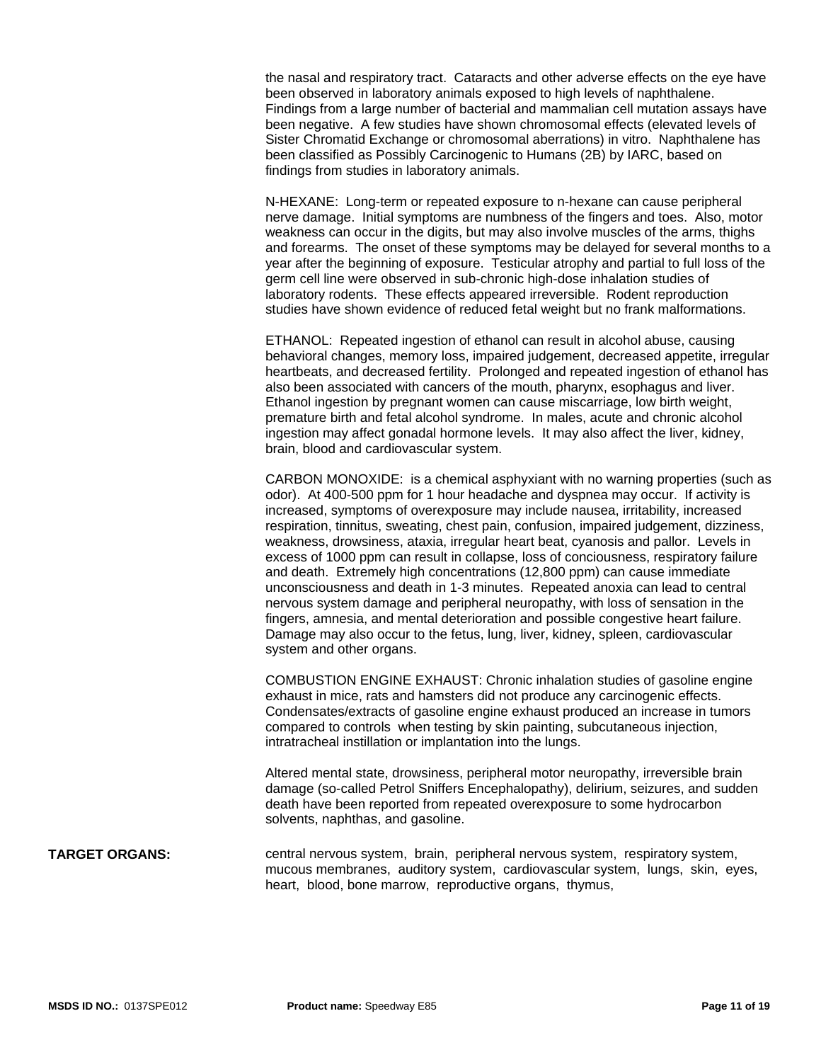the nasal and respiratory tract. Cataracts and other adverse effects on the eye have been observed in laboratory animals exposed to high levels of naphthalene. Findings from a large number of bacterial and mammalian cell mutation assays have been negative. A few studies have shown chromosomal effects (elevated levels of Sister Chromatid Exchange or chromosomal aberrations) in vitro. Naphthalene has been classified as Possibly Carcinogenic to Humans (2B) by IARC, based on findings from studies in laboratory animals.

N-HEXANE: Long-term or repeated exposure to n-hexane can cause peripheral nerve damage. Initial symptoms are numbness of the fingers and toes. Also, motor weakness can occur in the digits, but may also involve muscles of the arms, thighs and forearms. The onset of these symptoms may be delayed for several months to a year after the beginning of exposure. Testicular atrophy and partial to full loss of the germ cell line were observed in sub-chronic high-dose inhalation studies of laboratory rodents. These effects appeared irreversible. Rodent reproduction studies have shown evidence of reduced fetal weight but no frank malformations.

ETHANOL: Repeated ingestion of ethanol can result in alcohol abuse, causing behavioral changes, memory loss, impaired judgement, decreased appetite, irregular heartbeats, and decreased fertility. Prolonged and repeated ingestion of ethanol has also been associated with cancers of the mouth, pharynx, esophagus and liver. Ethanol ingestion by pregnant women can cause miscarriage, low birth weight, premature birth and fetal alcohol syndrome. In males, acute and chronic alcohol ingestion may affect gonadal hormone levels. It may also affect the liver, kidney, brain, blood and cardiovascular system.

CARBON MONOXIDE: is a chemical asphyxiant with no warning properties (such as odor). At 400-500 ppm for 1 hour headache and dyspnea may occur. If activity is increased, symptoms of overexposure may include nausea, irritability, increased respiration, tinnitus, sweating, chest pain, confusion, impaired judgement, dizziness, weakness, drowsiness, ataxia, irregular heart beat, cyanosis and pallor. Levels in excess of 1000 ppm can result in collapse, loss of conciousness, respiratory failure and death. Extremely high concentrations (12,800 ppm) can cause immediate unconsciousness and death in 1-3 minutes. Repeated anoxia can lead to central nervous system damage and peripheral neuropathy, with loss of sensation in the fingers, amnesia, and mental deterioration and possible congestive heart failure. Damage may also occur to the fetus, lung, liver, kidney, spleen, cardiovascular system and other organs.

COMBUSTION ENGINE EXHAUST: Chronic inhalation studies of gasoline engine exhaust in mice, rats and hamsters did not produce any carcinogenic effects. Condensates/extracts of gasoline engine exhaust produced an increase in tumors compared to controls when testing by skin painting, subcutaneous injection, intratracheal instillation or implantation into the lungs.

Altered mental state, drowsiness, peripheral motor neuropathy, irreversible brain damage (so-called Petrol Sniffers Encephalopathy), delirium, seizures, and sudden death have been reported from repeated overexposure to some hydrocarbon solvents, naphthas, and gasoline.

**TARGET ORGANS:** central nervous system, brain, peripheral nervous system, respiratory system, mucous membranes, auditory system, cardiovascular system, lungs, skin, eyes, heart, blood, bone marrow, reproductive organs, thymus,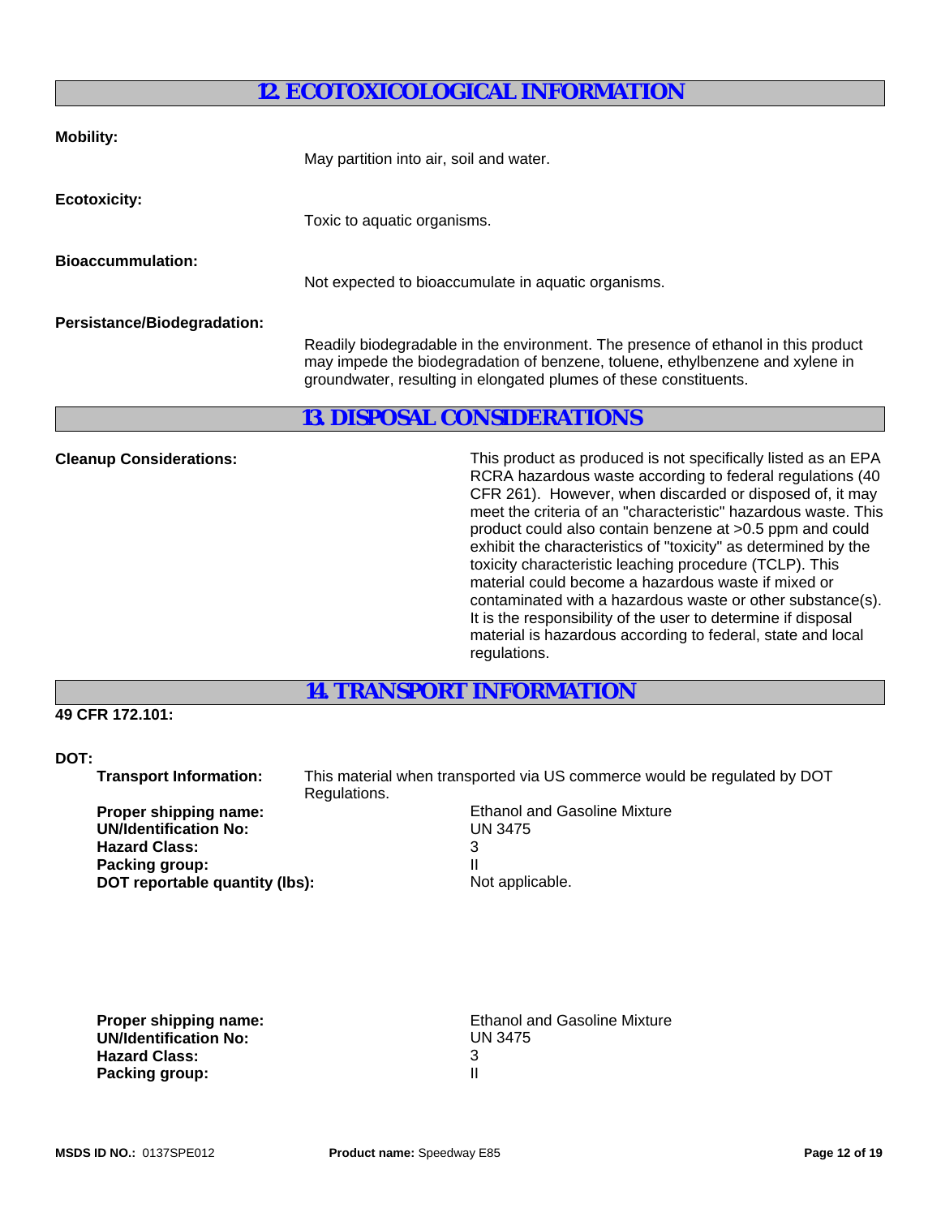## 12. ECOTOXICOLOGICAL INFORMATION

**Mobility:**

May partition into air, soil and water.

**Ecotoxicity:**

Toxic to aquatic organisms.

**Bioaccummulation:**

Not expected to bioaccumulate in aquatic organisms.

**Persistance/Biodegradation:**

Readily biodegradable in the environment. The presence of ethanol in this product may impede the biodegradation of benzene, toluene, ethylbenzene and xylene in groundwater, resulting in elongated plumes of these constituents.

## 13. DISPOSAL CONSIDERATIONS

**Cleanup Considerations:**

This product as produced is not specifically listed as an EPA RCRA hazardous waste according to federal regulations (40 CFR 261). However, when discarded or disposed of, it may meet the criteria of an "characteristic" hazardous waste. This product could also contain benzene at >0.5 ppm and could exhibit the characteristics of "toxicity" as determined by the toxicity characteristic leaching procedure (TCLP). This material could become a hazardous waste if mixed or contaminated with a hazardous waste or other substance(s). It is the responsibility of the user to determine if disposal material is hazardous according to federal, state and local regulations.

## 14. TRANSPORT INFORMATION

**49 CFR 172.101:**

**DOT:**

**Transport Information:** This material when transported via US commerce would be regulated by DOT Regulations.

**Proper shipping name:** Ethanol and Gasoline Mixture
**UN/Identification No:** UN 3475
**Hazard Class:** 3
**Packing group:** II
**DOT reportable quantity (lbs):** Not applicable.

**Proper shipping name:** Ethanol and Gasoline Mixture
**UN/Identification No:** UN 3475
**Hazard Class:** 3
**Packing group:** II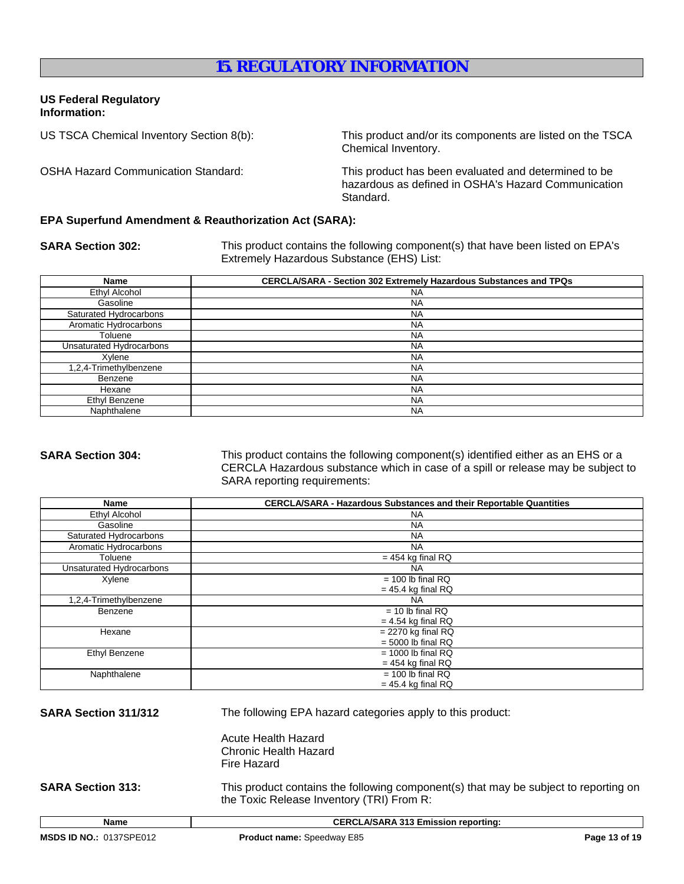# 15. REGULATORY INFORMATION

**US Federal Regulatory Information:**

US TSCA Chemical Inventory Section 8(b): This product and/or its components are listed on the TSCA Chemical Inventory.

OSHA Hazard Communication Standard: This product has been evaluated and determined to be hazardous as defined in OSHA's Hazard Communication Standard.

**EPA Superfund Amendment & Reauthorization Act (SARA):**

**SARA Section 302:** This product contains the following component(s) that have been listed on EPA's Extremely Hazardous Substance (EHS) List:

| Name | CERCLA/SARA - Section 302 Extremely Hazardous Substances and TPQs |
|---|---|
| Ethyl Alcohol | NA |
| Gasoline | NA |
| Saturated Hydrocarbons | NA |
| Aromatic Hydrocarbons | NA |
| Toluene | NA |
| Unsaturated Hydrocarbons | NA |
| Xylene | NA |
| 1,2,4-Trimethylbenzene | NA |
| Benzene | NA |
| Hexane | NA |
| Ethyl Benzene | NA |
| Naphthalene | NA |

**SARA Section 304:** This product contains the following component(s) identified either as an EHS or a CERCLA Hazardous substance which in case of a spill or release may be subject to SARA reporting requirements:

| Name | CERCLA/SARA - Hazardous Substances and their Reportable Quantities |
|---|---|
| Ethyl Alcohol | NA |
| Gasoline | NA |
| Saturated Hydrocarbons | NA |
| Aromatic Hydrocarbons | NA |
| Toluene | = 454 kg final RQ |
| Unsaturated Hydrocarbons | NA |
| Xylene | = 100 lb final RQ<br>= 45.4 kg final RQ |
| 1,2,4-Trimethylbenzene | NA |
| Benzene | = 10 lb final RQ<br>= 4.54 kg final RQ |
| Hexane | = 2270 kg final RQ<br>= 5000 lb final RQ |
| Ethyl Benzene | = 1000 lb final RQ<br>= 454 kg final RQ |
| Naphthalene | = 100 lb final RQ<br>= 45.4 kg final RQ |

**SARA Section 311/312** The following EPA hazard categories apply to this product:

Acute Health Hazard
Chronic Health Hazard
Fire Hazard

**SARA Section 313:** This product contains the following component(s) that may be subject to reporting on the Toxic Release Inventory (TRI) From R:

| Name | CERCLA/SARA 313 Emission reporting: |
|---|---|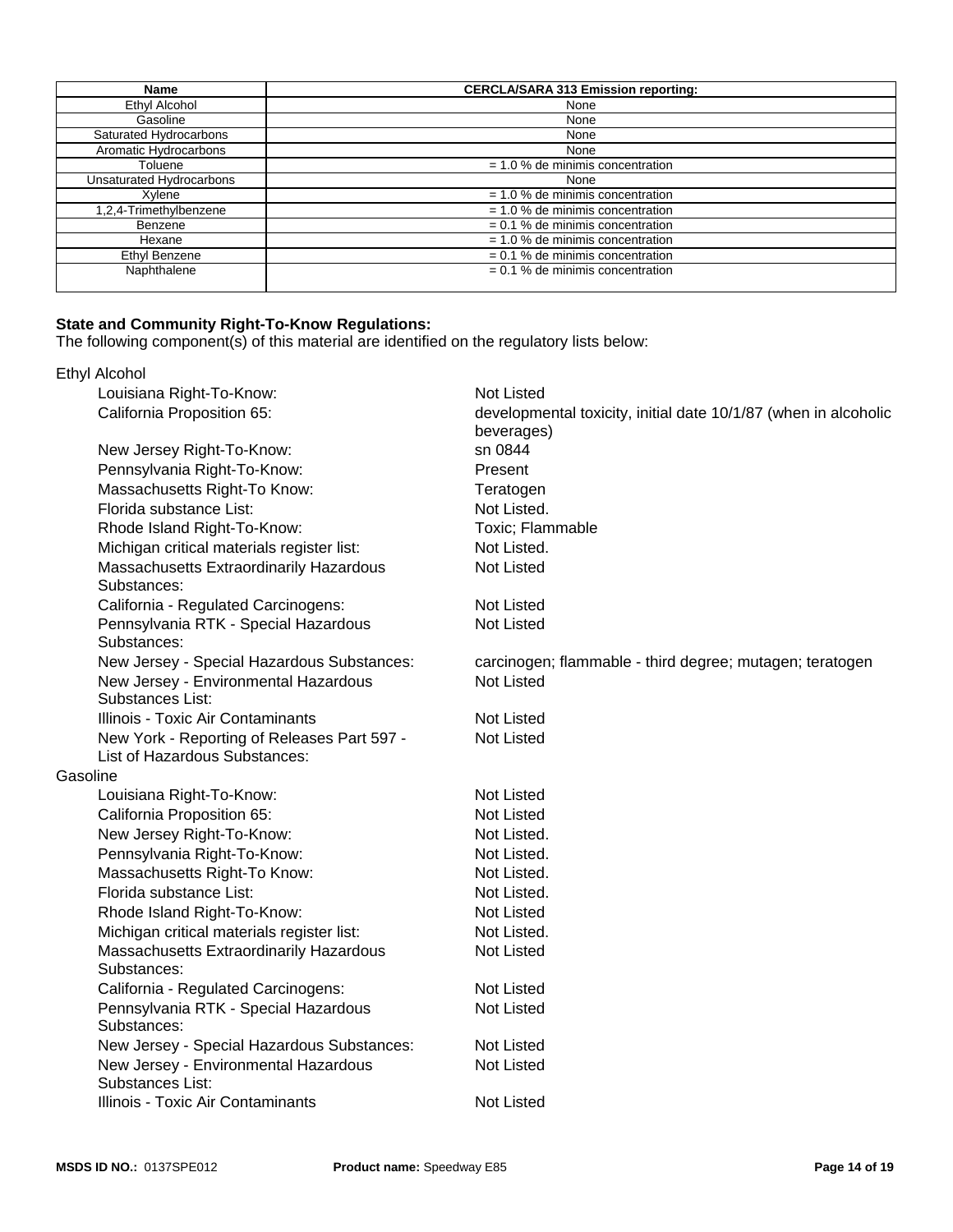| Name | CERCLA/SARA 313 Emission reporting: |
|---|---|
| Ethyl Alcohol | None |
| Gasoline | None |
| Saturated Hydrocarbons | None |
| Aromatic Hydrocarbons | None |
| Toluene | = 1.0 % de minimis concentration |
| Unsaturated Hydrocarbons | None |
| Xylene | = 1.0 % de minimis concentration |
| 1,2,4-Trimethylbenzene | = 1.0 % de minimis concentration |
| Benzene | = 0.1 % de minimis concentration |
| Hexane | = 1.0 % de minimis concentration |
| Ethyl Benzene | = 0.1 % de minimis concentration |
| Naphthalene | = 0.1 % de minimis concentration |

**State and Community Right-To-Know Regulations:**
The following component(s) of this material are identified on the regulatory lists below:

Ethyl Alcohol

| | |
|---|---|
| Louisiana Right-To-Know: | Not Listed |
| California Proposition 65: | developmental toxicity, initial date 10/1/87 (when in alcoholic beverages) |
| New Jersey Right-To-Know: | sn 0844 |
| Pennsylvania Right-To-Know: | Present |
| Massachusetts Right-To Know: | Teratogen |
| Florida substance List: | Not Listed. |
| Rhode Island Right-To-Know: | Toxic; Flammable |
| Michigan critical materials register list: | Not Listed. |
| Massachusetts Extraordinarily Hazardous Substances: | Not Listed |
| California - Regulated Carcinogens: | Not Listed |
| Pennsylvania RTK - Special Hazardous Substances: | Not Listed |
| New Jersey - Special Hazardous Substances: | carcinogen; flammable - third degree; mutagen; teratogen |
| New Jersey - Environmental Hazardous Substances List: | Not Listed |
| Illinois - Toxic Air Contaminants | Not Listed |
| New York - Reporting of Releases Part 597 - List of Hazardous Substances: | Not Listed |

Gasoline

| | |
|---|---|
| Louisiana Right-To-Know: | Not Listed |
| California Proposition 65: | Not Listed |
| New Jersey Right-To-Know: | Not Listed. |
| Pennsylvania Right-To-Know: | Not Listed. |
| Massachusetts Right-To Know: | Not Listed. |
| Florida substance List: | Not Listed. |
| Rhode Island Right-To-Know: | Not Listed |
| Michigan critical materials register list: | Not Listed. |
| Massachusetts Extraordinarily Hazardous Substances: | Not Listed |
| California - Regulated Carcinogens: | Not Listed |
| Pennsylvania RTK - Special Hazardous Substances: | Not Listed |
| New Jersey - Special Hazardous Substances: | Not Listed |
| New Jersey - Environmental Hazardous Substances List: | Not Listed |
| Illinois - Toxic Air Contaminants | Not Listed |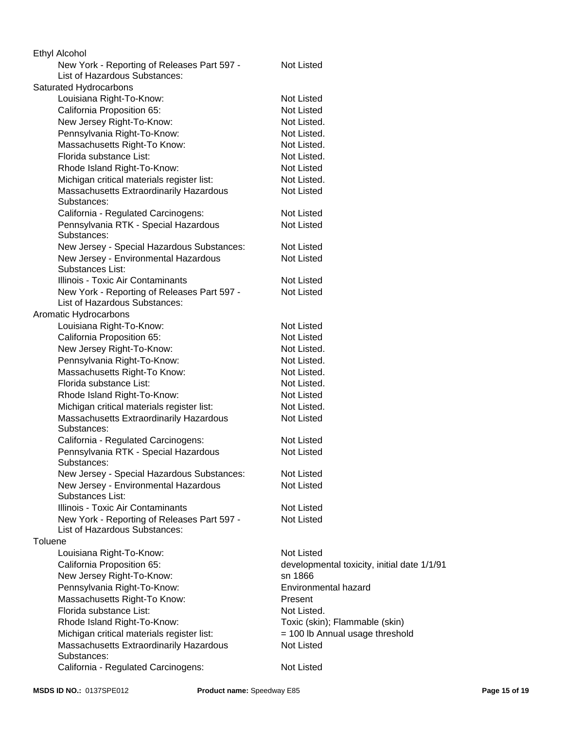Ethyl Alcohol

| | |
|---|---|
| New York - Reporting of Releases Part 597 - List of Hazardous Substances: | Not Listed |

Saturated Hydrocarbons

| | |
|---|---|
| Louisiana Right-To-Know: | Not Listed |
| California Proposition 65: | Not Listed |
| New Jersey Right-To-Know: | Not Listed. |
| Pennsylvania Right-To-Know: | Not Listed. |
| Massachusetts Right-To Know: | Not Listed. |
| Florida substance List: | Not Listed. |
| Rhode Island Right-To-Know: | Not Listed |
| Michigan critical materials register list: | Not Listed. |
| Massachusetts Extraordinarily Hazardous Substances: | Not Listed |
| California - Regulated Carcinogens: | Not Listed |
| Pennsylvania RTK - Special Hazardous Substances: | Not Listed |
| New Jersey - Special Hazardous Substances: | Not Listed |
| New Jersey - Environmental Hazardous Substances List: | Not Listed |
| Illinois - Toxic Air Contaminants | Not Listed |
| New York - Reporting of Releases Part 597 - List of Hazardous Substances: | Not Listed |

Aromatic Hydrocarbons

| | |
|---|---|
| Louisiana Right-To-Know: | Not Listed |
| California Proposition 65: | Not Listed |
| New Jersey Right-To-Know: | Not Listed. |
| Pennsylvania Right-To-Know: | Not Listed. |
| Massachusetts Right-To Know: | Not Listed. |
| Florida substance List: | Not Listed. |
| Rhode Island Right-To-Know: | Not Listed |
| Michigan critical materials register list: | Not Listed. |
| Massachusetts Extraordinarily Hazardous Substances: | Not Listed |
| California - Regulated Carcinogens: | Not Listed |
| Pennsylvania RTK - Special Hazardous Substances: | Not Listed |
| New Jersey - Special Hazardous Substances: | Not Listed |
| New Jersey - Environmental Hazardous Substances List: | Not Listed |
| Illinois - Toxic Air Contaminants | Not Listed |
| New York - Reporting of Releases Part 597 - List of Hazardous Substances: | Not Listed |

Toluene

| | |
|---|---|
| Louisiana Right-To-Know: | Not Listed |
| California Proposition 65: | developmental toxicity, initial date 1/1/91 |
| New Jersey Right-To-Know: | sn 1866 |
| Pennsylvania Right-To-Know: | Environmental hazard |
| Massachusetts Right-To Know: | Present |
| Florida substance List: | Not Listed. |
| Rhode Island Right-To-Know: | Toxic (skin); Flammable (skin) |
| Michigan critical materials register list: | = 100 lb Annual usage threshold |
| Massachusetts Extraordinarily Hazardous Substances: | Not Listed |
| California - Regulated Carcinogens: | Not Listed |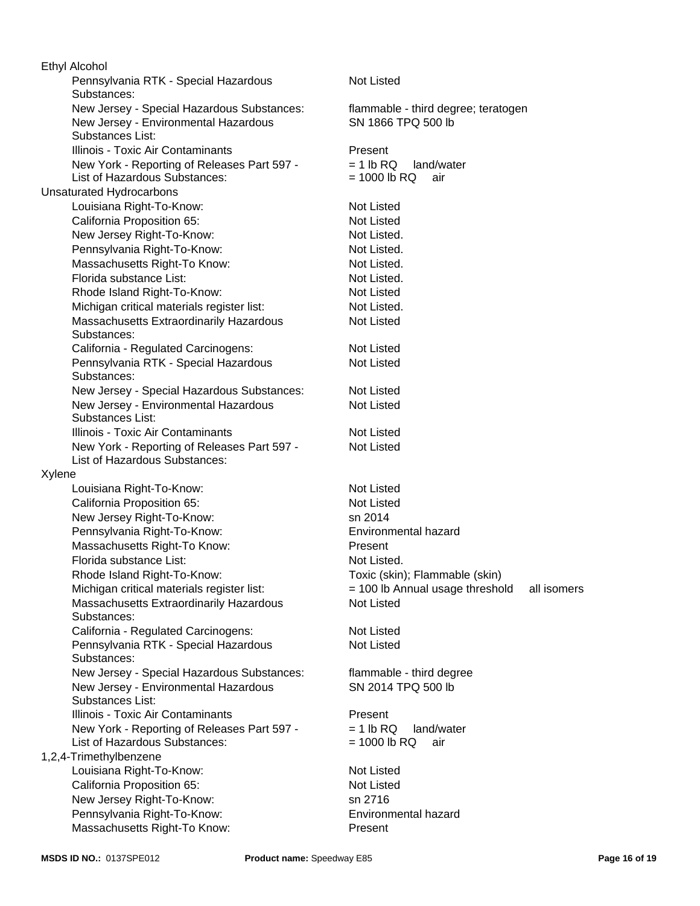**Ethyl Alcohol**

| | |
|---|---|
| Pennsylvania RTK - Special Hazardous Substances: | Not Listed |
| New Jersey - Special Hazardous Substances: | flammable - third degree; teratogen |
| New Jersey - Environmental Hazardous Substances List: | SN 1866 TPQ 500 lb |
| Illinois - Toxic Air Contaminants | Present |
| New York - Reporting of Releases Part 597 - List of Hazardous Substances: | = 1 lb RQ land/water<br>= 1000 lb RQ air |

**Unsaturated Hydrocarbons**

| | |
|---|---|
| Louisiana Right-To-Know: | Not Listed |
| California Proposition 65: | Not Listed |
| New Jersey Right-To-Know: | Not Listed. |
| Pennsylvania Right-To-Know: | Not Listed. |
| Massachusetts Right-To Know: | Not Listed. |
| Florida substance List: | Not Listed. |
| Rhode Island Right-To-Know: | Not Listed |
| Michigan critical materials register list: | Not Listed. |
| Massachusetts Extraordinarily Hazardous Substances: | Not Listed |
| California - Regulated Carcinogens: | Not Listed |
| Pennsylvania RTK - Special Hazardous Substances: | Not Listed |
| New Jersey - Special Hazardous Substances: | Not Listed |
| New Jersey - Environmental Hazardous Substances List: | Not Listed |
| Illinois - Toxic Air Contaminants | Not Listed |
| New York - Reporting of Releases Part 597 - List of Hazardous Substances: | Not Listed |

**Xylene**

| | |
|---|---|
| Louisiana Right-To-Know: | Not Listed |
| California Proposition 65: | Not Listed |
| New Jersey Right-To-Know: | sn 2014 |
| Pennsylvania Right-To-Know: | Environmental hazard |
| Massachusetts Right-To Know: | Present |
| Florida substance List: | Not Listed. |
| Rhode Island Right-To-Know: | Toxic (skin); Flammable (skin) |
| Michigan critical materials register list: | = 100 lb Annual usage threshold all isomers |
| Massachusetts Extraordinarily Hazardous Substances: | Not Listed |
| California - Regulated Carcinogens: | Not Listed |
| Pennsylvania RTK - Special Hazardous Substances: | Not Listed |
| New Jersey - Special Hazardous Substances: | flammable - third degree |
| New Jersey - Environmental Hazardous Substances List: | SN 2014 TPQ 500 lb |
| Illinois - Toxic Air Contaminants | Present |
| New York - Reporting of Releases Part 597 - List of Hazardous Substances: | = 1 lb RQ land/water<br>= 1000 lb RQ air |

**1,2,4-Trimethylbenzene**

| | |
|---|---|
| Louisiana Right-To-Know: | Not Listed |
| California Proposition 65: | Not Listed |
| New Jersey Right-To-Know: | sn 2716 |
| Pennsylvania Right-To-Know: | Environmental hazard |
| Massachusetts Right-To Know: | Present |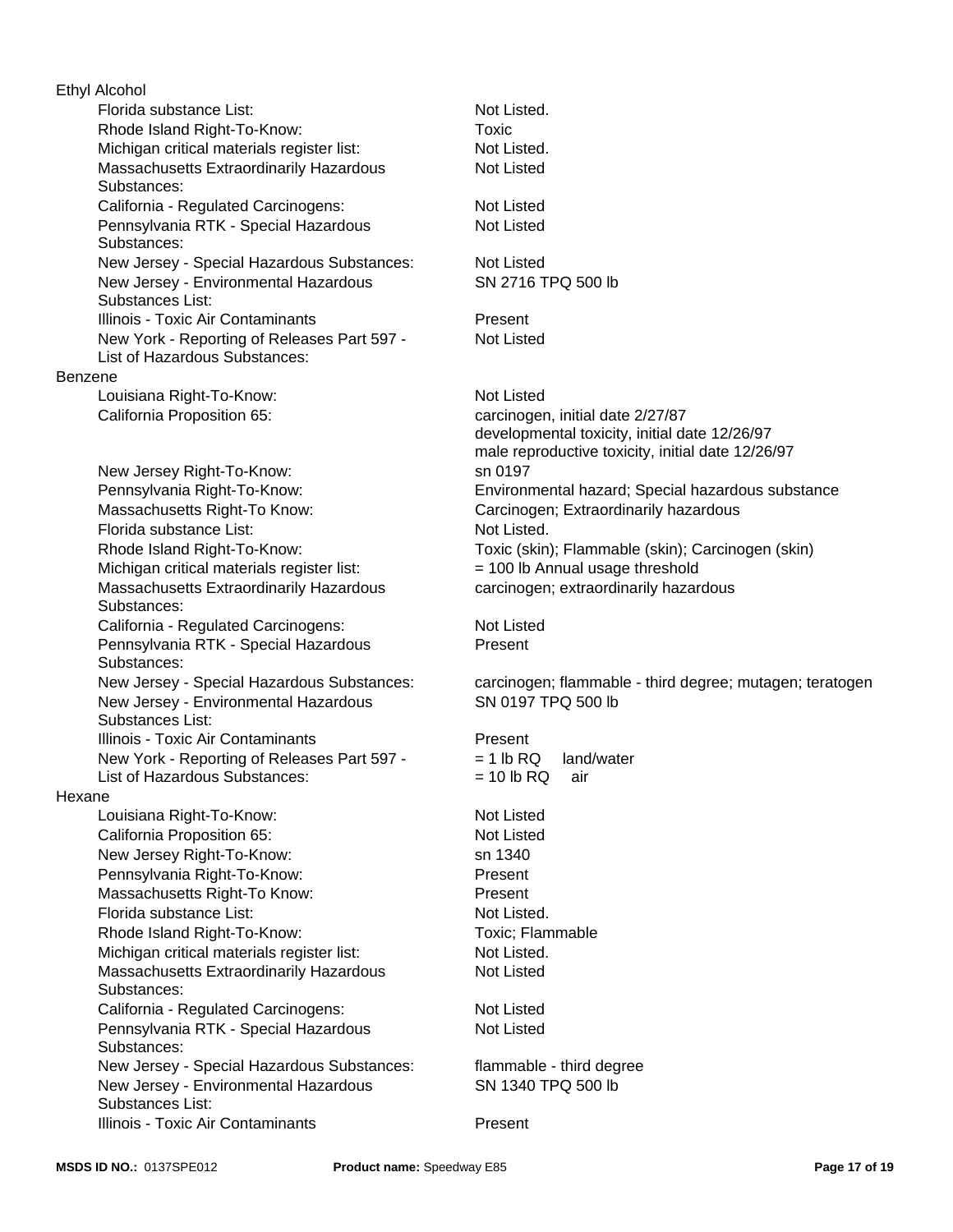**Ethyl Alcohol**

| | |
|---|---|
| Florida substance List: | Not Listed. |
| Rhode Island Right-To-Know: | Toxic |
| Michigan critical materials register list: | Not Listed. |
| Massachusetts Extraordinarily Hazardous Substances: | Not Listed |
| California - Regulated Carcinogens: | Not Listed |
| Pennsylvania RTK - Special Hazardous Substances: | Not Listed |
| New Jersey - Special Hazardous Substances: | Not Listed |
| New Jersey - Environmental Hazardous Substances List: | SN 2716 TPQ 500 lb |
| Illinois - Toxic Air Contaminants | Present |
| New York - Reporting of Releases Part 597 - List of Hazardous Substances: | Not Listed |

**Benzene**

| | |
|---|---|
| Louisiana Right-To-Know: | Not Listed |
| California Proposition 65: | carcinogen, initial date 2/27/87<br>developmental toxicity, initial date 12/26/97<br>male reproductive toxicity, initial date 12/26/97 |
| New Jersey Right-To-Know: | sn 0197 |
| Pennsylvania Right-To-Know: | Environmental hazard; Special hazardous substance |
| Massachusetts Right-To Know: | Carcinogen; Extraordinarily hazardous |
| Florida substance List: | Not Listed. |
| Rhode Island Right-To-Know: | Toxic (skin); Flammable (skin); Carcinogen (skin) |
| Michigan critical materials register list: | = 100 lb Annual usage threshold |
| Massachusetts Extraordinarily Hazardous Substances: | carcinogen; extraordinarily hazardous |
| California - Regulated Carcinogens: | Not Listed |
| Pennsylvania RTK - Special Hazardous Substances: | Present |
| New Jersey - Special Hazardous Substances: | carcinogen; flammable - third degree; mutagen; teratogen |
| New Jersey - Environmental Hazardous Substances List: | SN 0197 TPQ 500 lb |
| Illinois - Toxic Air Contaminants | Present |
| New York - Reporting of Releases Part 597 - List of Hazardous Substances: | = 1 lb RQ land/water<br>= 10 lb RQ air |

**Hexane**

| | |
|---|---|
| Louisiana Right-To-Know: | Not Listed |
| California Proposition 65: | Not Listed |
| New Jersey Right-To-Know: | sn 1340 |
| Pennsylvania Right-To-Know: | Present |
| Massachusetts Right-To Know: | Present |
| Florida substance List: | Not Listed. |
| Rhode Island Right-To-Know: | Toxic; Flammable |
| Michigan critical materials register list: | Not Listed. |
| Massachusetts Extraordinarily Hazardous Substances: | Not Listed |
| California - Regulated Carcinogens: | Not Listed |
| Pennsylvania RTK - Special Hazardous Substances: | Not Listed |
| New Jersey - Special Hazardous Substances: | flammable - third degree |
| New Jersey - Environmental Hazardous Substances List: | SN 1340 TPQ 500 lb |
| Illinois - Toxic Air Contaminants | Present |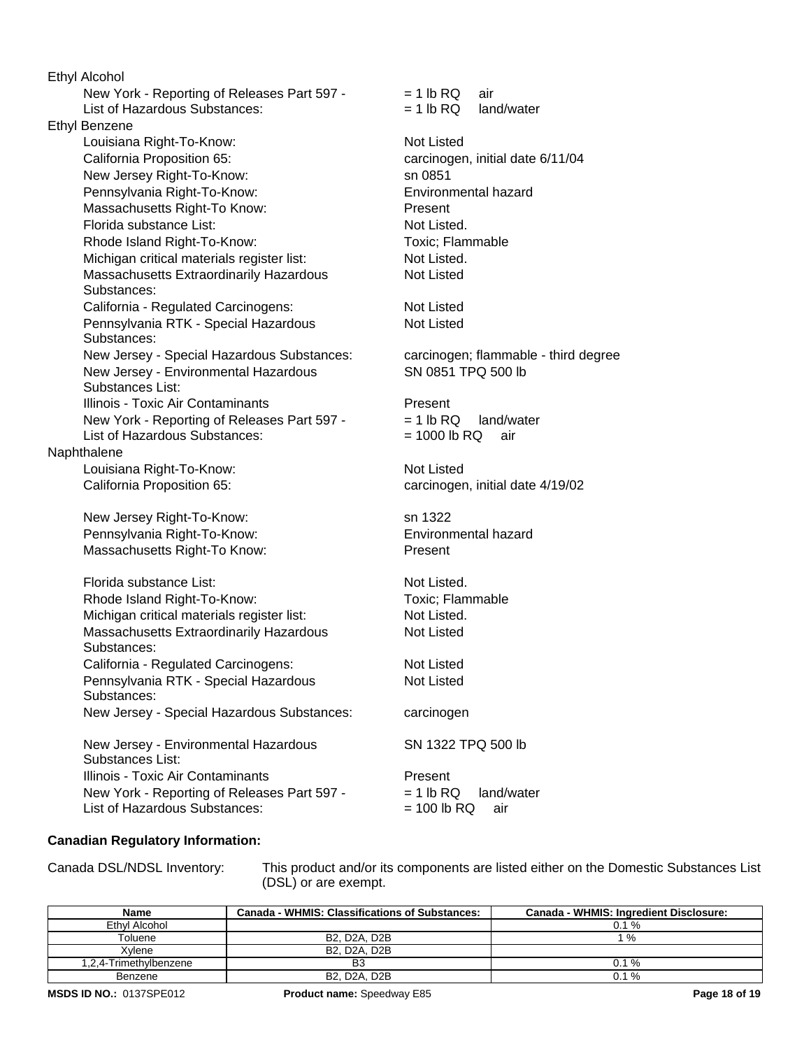Ethyl Alcohol

- New York - Reporting of Releases Part 597 - List of Hazardous Substances: = 1 lb RQ air; = 1 lb RQ land/water

Ethyl Benzene

- Louisiana Right-To-Know: Not Listed
- California Proposition 65: carcinogen, initial date 6/11/04
- New Jersey Right-To-Know: sn 0851
- Pennsylvania Right-To-Know: Environmental hazard
- Massachusetts Right-To Know: Present
- Florida substance List: Not Listed.
- Rhode Island Right-To-Know: Toxic; Flammable
- Michigan critical materials register list: Not Listed.
- Massachusetts Extraordinarily Hazardous Substances: Not Listed
- California - Regulated Carcinogens: Not Listed
- Pennsylvania RTK - Special Hazardous Substances: Not Listed
- New Jersey - Special Hazardous Substances: carcinogen; flammable - third degree
- New Jersey - Environmental Hazardous Substances List: SN 0851 TPQ 500 lb
- Illinois - Toxic Air Contaminants: Present
- New York - Reporting of Releases Part 597 - List of Hazardous Substances: = 1 lb RQ land/water; = 1000 lb RQ air

Naphthalene

- Louisiana Right-To-Know: Not Listed
- California Proposition 65: carcinogen, initial date 4/19/02
- New Jersey Right-To-Know: sn 1322
- Pennsylvania Right-To-Know: Environmental hazard
- Massachusetts Right-To Know: Present
- Florida substance List: Not Listed.
- Rhode Island Right-To-Know: Toxic; Flammable
- Michigan critical materials register list: Not Listed.
- Massachusetts Extraordinarily Hazardous Substances: Not Listed
- California - Regulated Carcinogens: Not Listed
- Pennsylvania RTK - Special Hazardous Substances: Not Listed
- New Jersey - Special Hazardous Substances: carcinogen
- New Jersey - Environmental Hazardous Substances List: SN 1322 TPQ 500 lb
- Illinois - Toxic Air Contaminants: Present
- New York - Reporting of Releases Part 597 - List of Hazardous Substances: = 1 lb RQ land/water; = 100 lb RQ air

**Canadian Regulatory Information:**

Canada DSL/NDSL Inventory: This product and/or its components are listed either on the Domestic Substances List (DSL) or are exempt.

| Name | Canada - WHMIS: Classifications of Substances: | Canada - WHMIS: Ingredient Disclosure: |
|---|---|---|
| Ethyl Alcohol | | 0.1 % |
| Toluene | B2, D2A, D2B | 1 % |
| Xylene | B2, D2A, D2B | |
| 1,2,4-Trimethylbenzene | B3 | 0.1 % |
| Benzene | B2, D2A, D2B | 0.1 % |

**MSDS ID NO.:** 0137SPE012 **Product name:** Speedway E85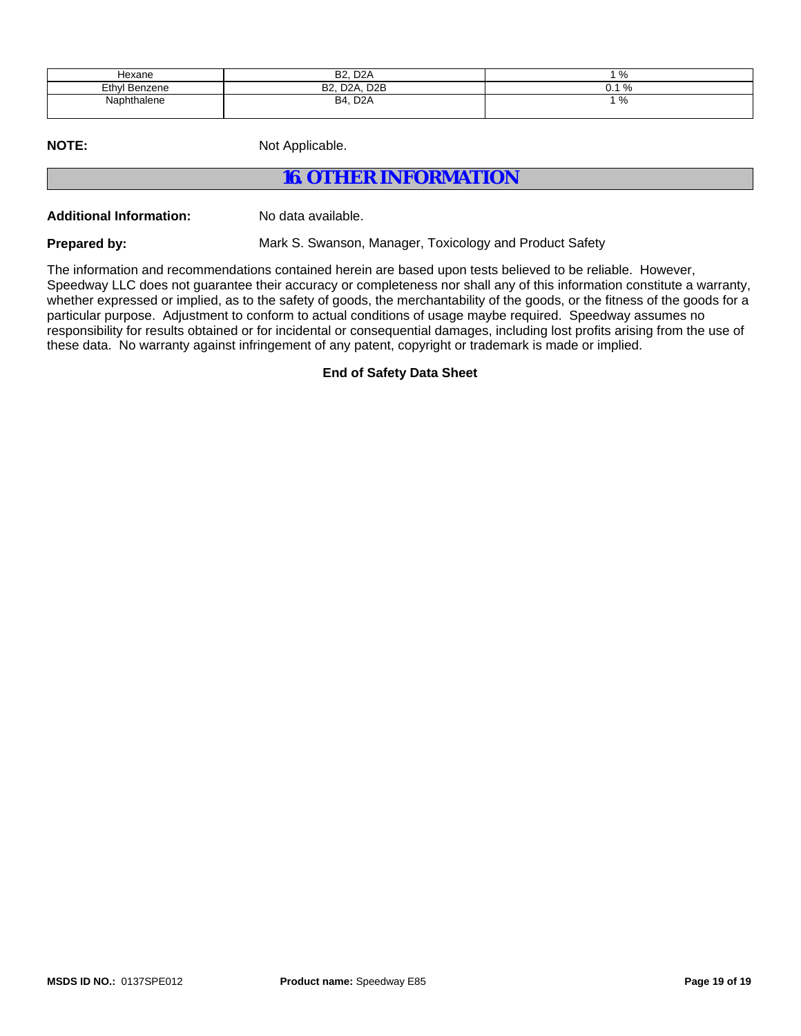| | | |
|---|---|---|
| Hexane | B2, D2A | 1 % |
| Ethyl Benzene | B2, D2A, D2B | 0.1 % |
| Naphthalene | B4, D2A | 1 % |

**NOTE:** Not Applicable.

## 16. OTHER INFORMATION

**Additional Information:** No data available.

**Prepared by:** Mark S. Swanson, Manager, Toxicology and Product Safety

The information and recommendations contained herein are based upon tests believed to be reliable. However, Speedway LLC does not guarantee their accuracy or completeness nor shall any of this information constitute a warranty, whether expressed or implied, as to the safety of goods, the merchantability of the goods, or the fitness of the goods for a particular purpose. Adjustment to conform to actual conditions of usage maybe required. Speedway assumes no responsibility for results obtained or for incidental or consequential damages, including lost profits arising from the use of these data. No warranty against infringement of any patent, copyright or trademark is made or implied.

**End of Safety Data Sheet**